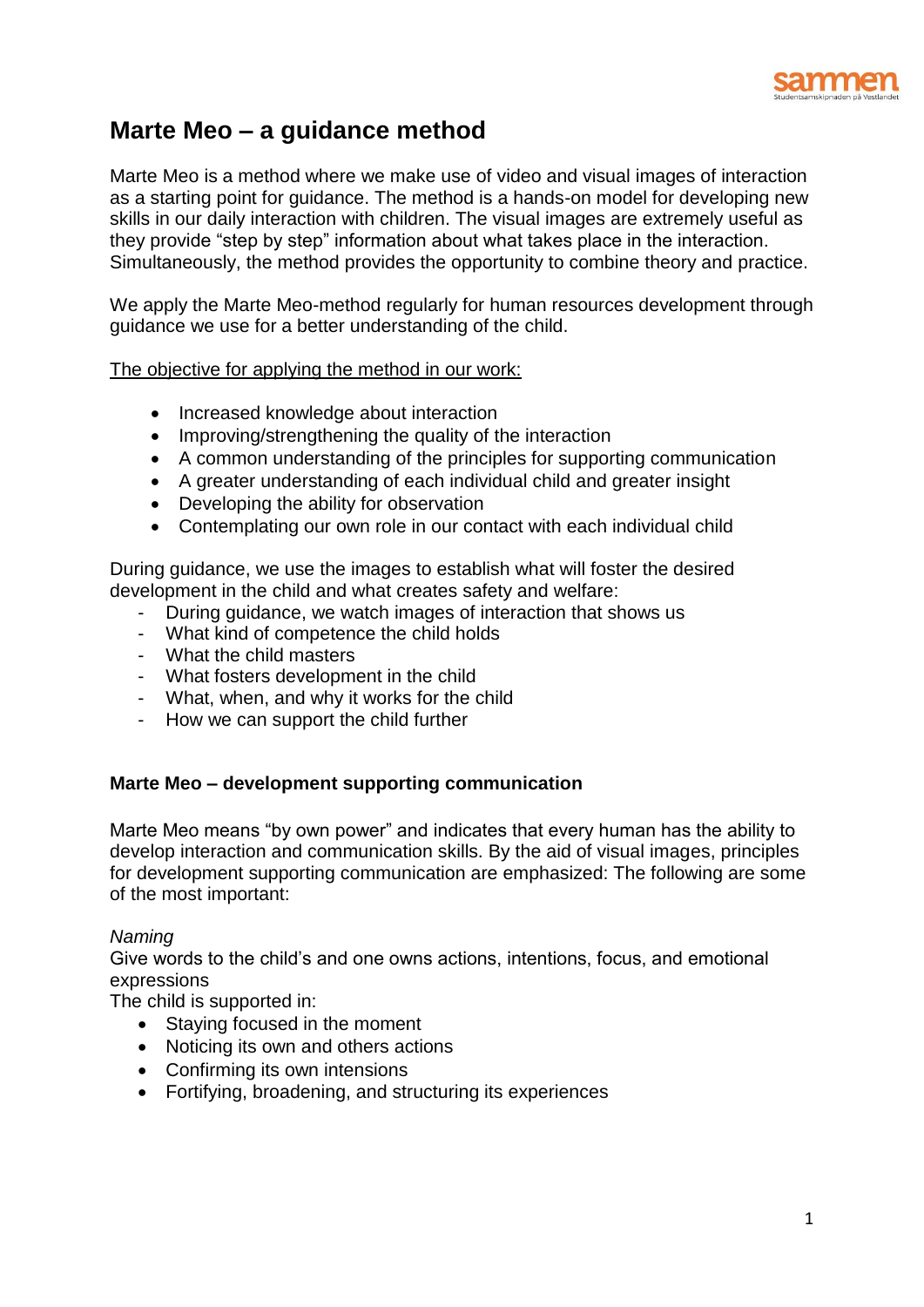# Marte Meo – a guidance method

Marte Meo is a method where we make use of video and visual images of interaction as a starting point for guidance. The method is a hands-on model for developing new skills in our daily interaction with children. The visual images are extremely useful as they provide "step by step" information about what takes place in the interaction. Simultaneously, the method provides the opportunity to combine theory and practice.

We apply the Marte Meo-method regularly for human resources development through guidance we use for a better understanding of the child.

The objective for applying the method in our work:

- Increased knowledge about interaction
- Improving/strengthening the quality of the interaction
- A common understanding of the principles for supporting communication
- A greater understanding of each individual child and greater insight
- Developing the ability for observation
- Contemplating our own role in our contact with each individual child

During guidance, we use the images to establish what will foster the desired development in the child and what creates safety and welfare:

- During guidance, we watch images of interaction that shows us
- What kind of competence the child holds
- What the child masters
- What fosters development in the child
- What, when, and why it works for the child
- How we can support the child further

**Marte Meo – development supporting communication**

Marte Meo means "by own power" and indicates that every human has the ability to develop interaction and communication skills. By the aid of visual images, principles for development supporting communication are emphasized: The following are some of the most important:

*Naming*

Give words to the child's and one owns actions, intentions, focus, and emotional expressions

The child is supported in:

- Staying focused in the moment
- Noticing its own and others actions
- Confirming its own intensions
- Fortifying, broadening, and structuring its experiences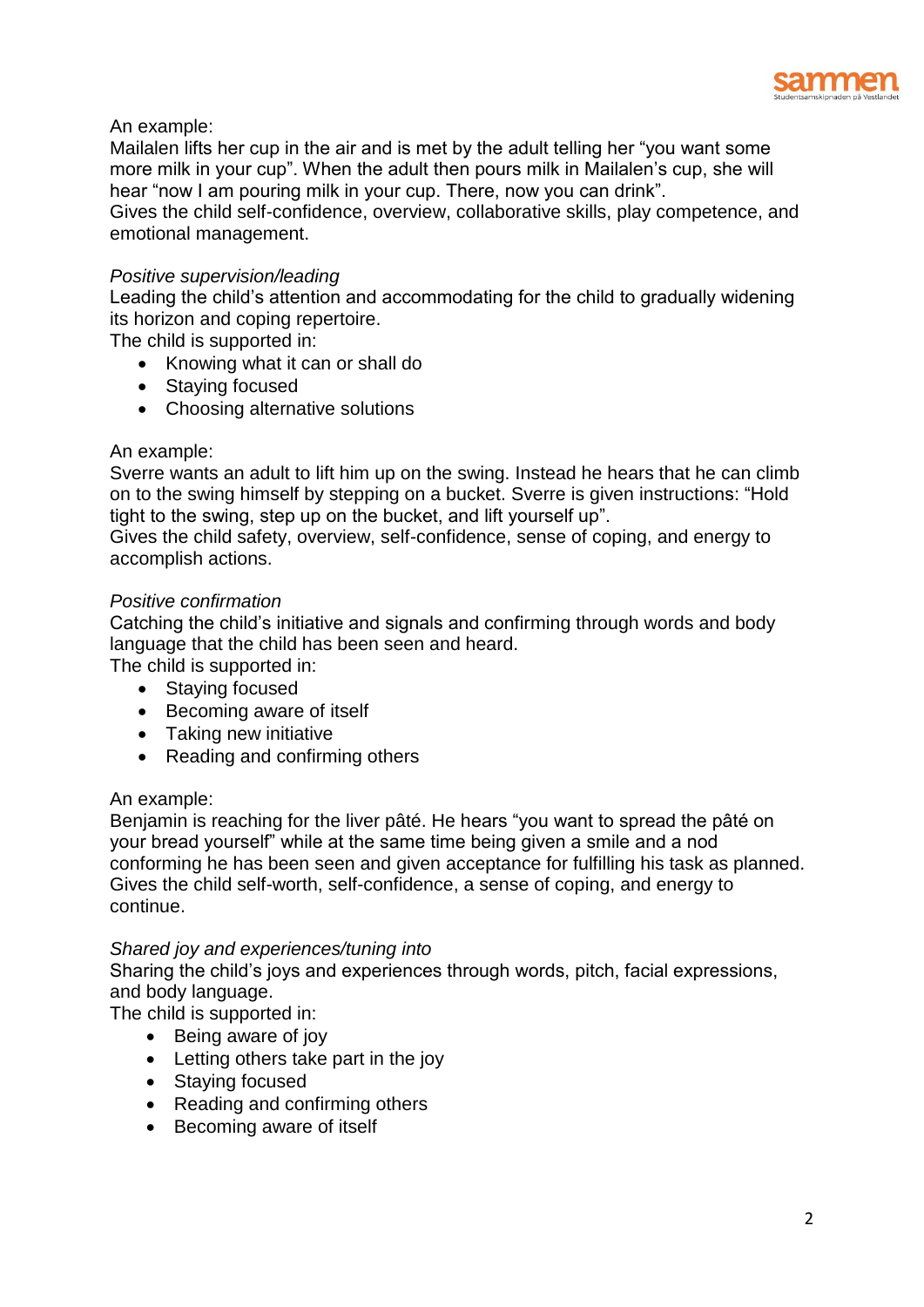An example:
Mailalen lifts her cup in the air and is met by the adult telling her "you want some more milk in your cup". When the adult then pours milk in Mailalen's cup, she will hear "now I am pouring milk in your cup. There, now you can drink".
Gives the child self-confidence, overview, collaborative skills, play competence, and emotional management.

*Positive supervision/leading*
Leading the child's attention and accommodating for the child to gradually widening its horizon and coping repertoire.
The child is supported in:

- Knowing what it can or shall do
- Staying focused
- Choosing alternative solutions

An example:
Sverre wants an adult to lift him up on the swing. Instead he hears that he can climb on to the swing himself by stepping on a bucket. Sverre is given instructions: "Hold tight to the swing, step up on the bucket, and lift yourself up".
Gives the child safety, overview, self-confidence, sense of coping, and energy to accomplish actions.

*Positive confirmation*
Catching the child's initiative and signals and confirming through words and body language that the child has been seen and heard.
The child is supported in:

- Staying focused
- Becoming aware of itself
- Taking new initiative
- Reading and confirming others

An example:
Benjamin is reaching for the liver pâté. He hears "you want to spread the pâté on your bread yourself" while at the same time being given a smile and a nod conforming he has been seen and given acceptance for fulfilling his task as planned.
Gives the child self-worth, self-confidence, a sense of coping, and energy to continue.

*Shared joy and experiences/tuning into*
Sharing the child's joys and experiences through words, pitch, facial expressions, and body language.
The child is supported in:

- Being aware of joy
- Letting others take part in the joy
- Staying focused
- Reading and confirming others
- Becoming aware of itself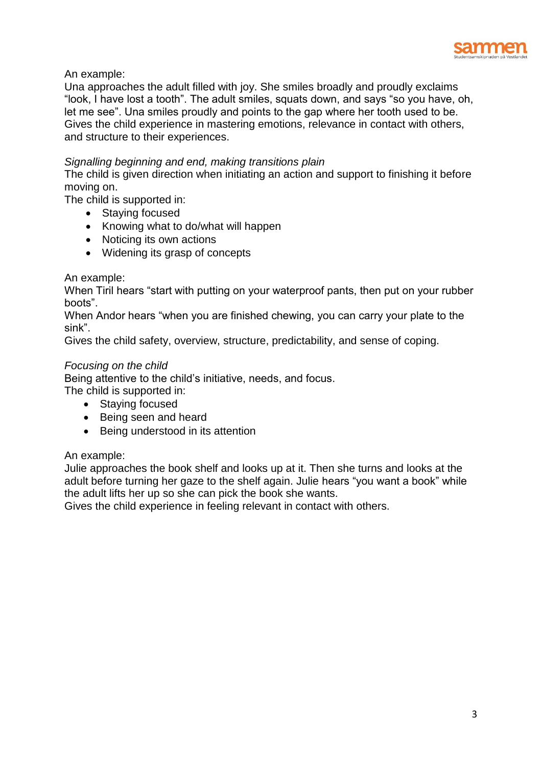An example:
Una approaches the adult filled with joy. She smiles broadly and proudly exclaims "look, I have lost a tooth". The adult smiles, squats down, and says "so you have, oh, let me see". Una smiles proudly and points to the gap where her tooth used to be.
Gives the child experience in mastering emotions, relevance in contact with others, and structure to their experiences.

*Signalling beginning and end, making transitions plain*
The child is given direction when initiating an action and support to finishing it before moving on.
The child is supported in:

- Staying focused
- Knowing what to do/what will happen
- Noticing its own actions
- Widening its grasp of concepts

An example:
When Tiril hears "start with putting on your waterproof pants, then put on your rubber boots".
When Andor hears "when you are finished chewing, you can carry your plate to the sink".
Gives the child safety, overview, structure, predictability, and sense of coping.

*Focusing on the child*
Being attentive to the child's initiative, needs, and focus.
The child is supported in:

- Staying focused
- Being seen and heard
- Being understood in its attention

An example:
Julie approaches the book shelf and looks up at it. Then she turns and looks at the adult before turning her gaze to the shelf again. Julie hears "you want a book" while the adult lifts her up so she can pick the book she wants.
Gives the child experience in feeling relevant in contact with others.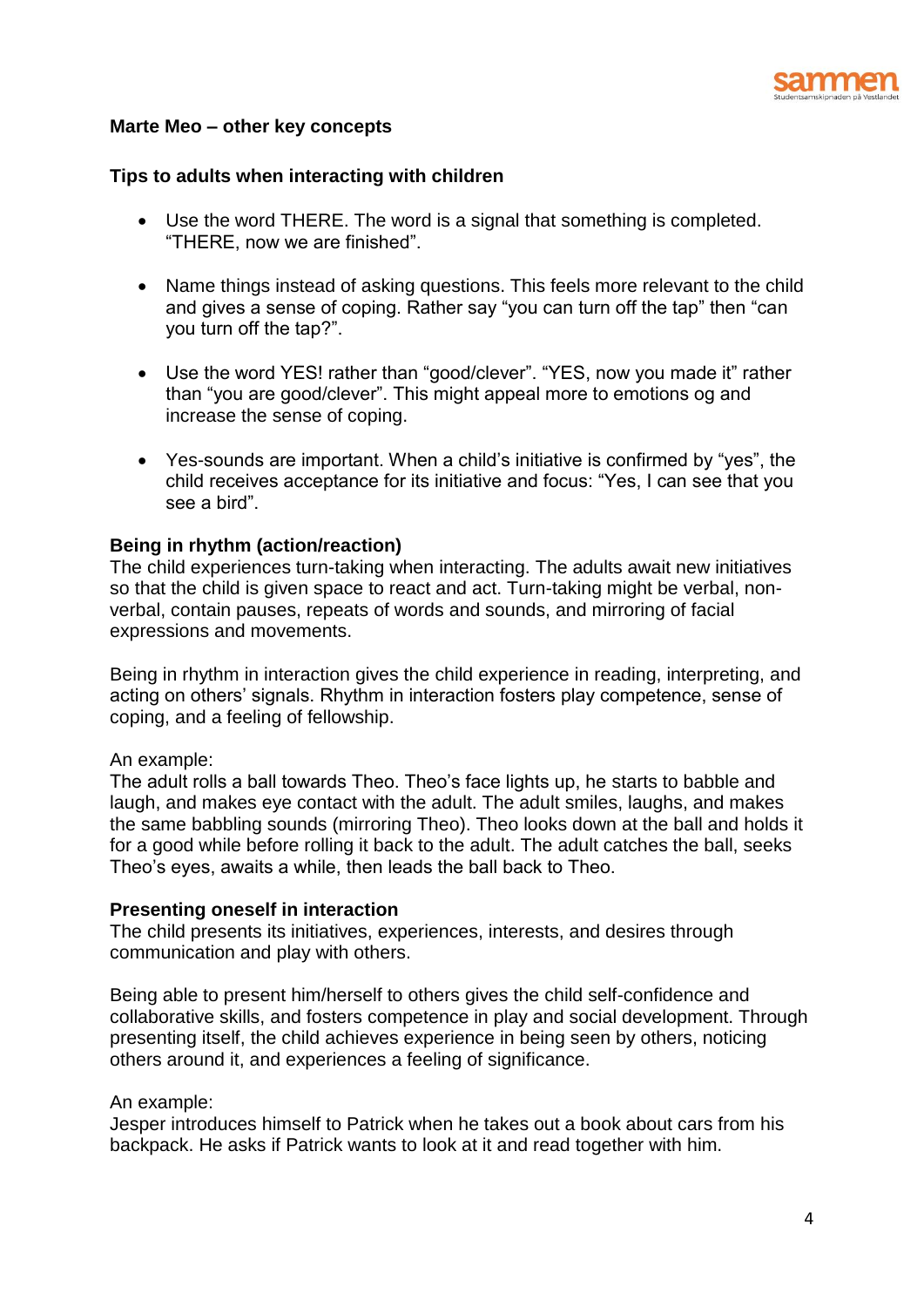**Marte Meo – other key concepts**

**Tips to adults when interacting with children**

- Use the word THERE. The word is a signal that something is completed. "THERE, now we are finished".
- Name things instead of asking questions. This feels more relevant to the child and gives a sense of coping. Rather say "you can turn off the tap" then "can you turn off the tap?".
- Use the word YES! rather than "good/clever". "YES, now you made it" rather than "you are good/clever". This might appeal more to emotions og and increase the sense of coping.
- Yes-sounds are important. When a child's initiative is confirmed by "yes", the child receives acceptance for its initiative and focus: "Yes, I can see that you see a bird".

**Being in rhythm (action/reaction)**

The child experiences turn-taking when interacting. The adults await new initiatives so that the child is given space to react and act. Turn-taking might be verbal, non-verbal, contain pauses, repeats of words and sounds, and mirroring of facial expressions and movements.

Being in rhythm in interaction gives the child experience in reading, interpreting, and acting on others' signals. Rhythm in interaction fosters play competence, sense of coping, and a feeling of fellowship.

An example:
The adult rolls a ball towards Theo. Theo's face lights up, he starts to babble and laugh, and makes eye contact with the adult. The adult smiles, laughs, and makes the same babbling sounds (mirroring Theo). Theo looks down at the ball and holds it for a good while before rolling it back to the adult. The adult catches the ball, seeks Theo's eyes, awaits a while, then leads the ball back to Theo.

**Presenting oneself in interaction**

The child presents its initiatives, experiences, interests, and desires through communication and play with others.

Being able to present him/herself to others gives the child self-confidence and collaborative skills, and fosters competence in play and social development. Through presenting itself, the child achieves experience in being seen by others, noticing others around it, and experiences a feeling of significance.

An example:
Jesper introduces himself to Patrick when he takes out a book about cars from his backpack. He asks if Patrick wants to look at it and read together with him.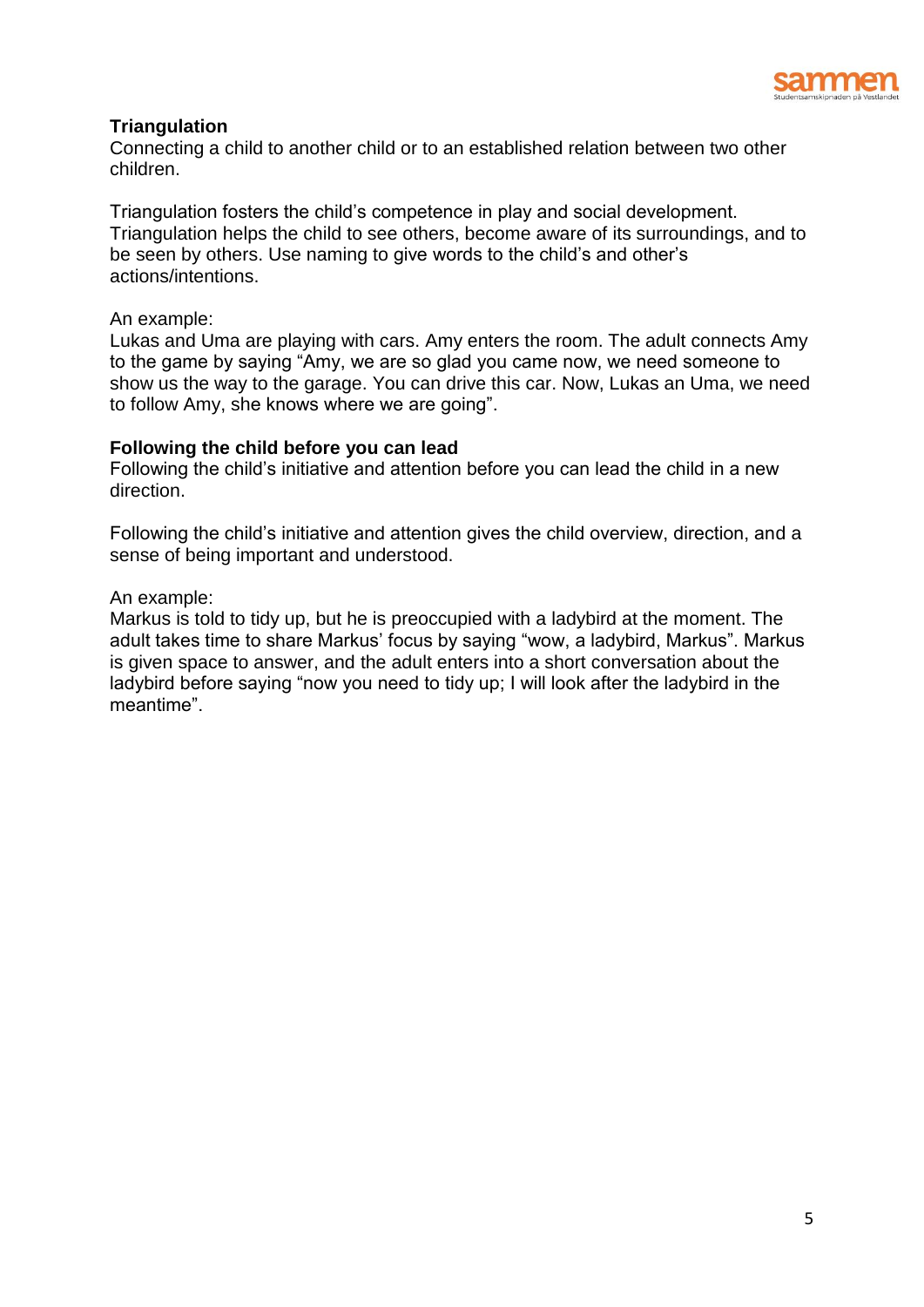**Triangulation**
Connecting a child to another child or to an established relation between two other children.

Triangulation fosters the child's competence in play and social development. Triangulation helps the child to see others, become aware of its surroundings, and to be seen by others. Use naming to give words to the child's and other's actions/intentions.

An example:
Lukas and Uma are playing with cars. Amy enters the room. The adult connects Amy to the game by saying "Amy, we are so glad you came now, we need someone to show us the way to the garage. You can drive this car. Now, Lukas an Uma, we need to follow Amy, she knows where we are going".

**Following the child before you can lead**
Following the child's initiative and attention before you can lead the child in a new direction.

Following the child's initiative and attention gives the child overview, direction, and a sense of being important and understood.

An example:
Markus is told to tidy up, but he is preoccupied with a ladybird at the moment. The adult takes time to share Markus' focus by saying "wow, a ladybird, Markus". Markus is given space to answer, and the adult enters into a short conversation about the ladybird before saying "now you need to tidy up; I will look after the ladybird in the meantime".